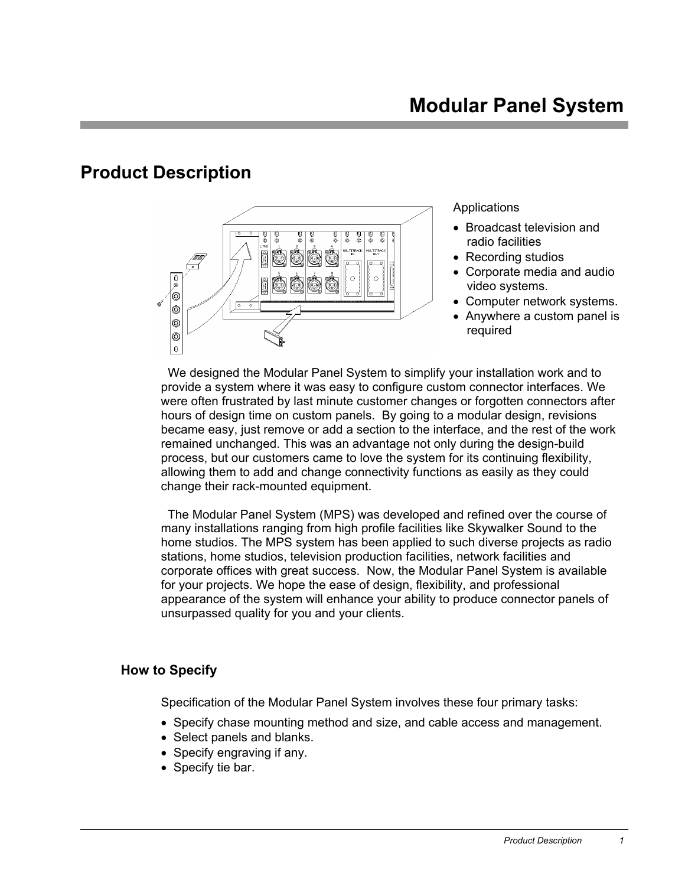# Modular Panel System

## Product Description

Applications

- Broadcast television and radio facilities
- Recording studios
- Corporate media and audio video systems.
- Computer network systems.
- Anywhere a custom panel is required

We designed the Modular Panel System to simplify your installation work and to provide a system where it was easy to configure custom connector interfaces. We were often frustrated by last minute customer changes or forgotten connectors after hours of design time on custom panels. By going to a modular design, revisions became easy, just remove or add a section to the interface, and the rest of the work remained unchanged. This was an advantage not only during the design-build process, but our customers came to love the system for its continuing flexibility, allowing them to add and change connectivity functions as easily as they could change their rack-mounted equipment.

The Modular Panel System (MPS) was developed and refined over the course of many installations ranging from high profile facilities like Skywalker Sound to the home studios. The MPS system has been applied to such diverse projects as radio stations, home studios, television production facilities, network facilities and corporate offices with great success. Now, the Modular Panel System is available for your projects. We hope the ease of design, flexibility, and professional appearance of the system will enhance your ability to produce connector panels of unsurpassed quality for you and your clients.

### How to Specify

Specification of the Modular Panel System involves these four primary tasks:

- Specify chase mounting method and size, and cable access and management.
- Select panels and blanks.
- Specify engraving if any.
- Specify tie bar.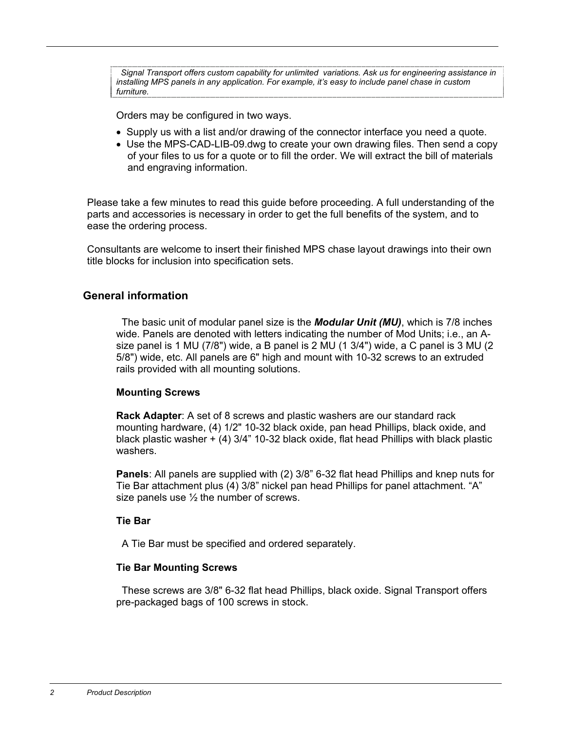*Signal Transport offers custom capability for unlimited variations. Ask us for engineering assistance in installing MPS panels in any application. For example, it's easy to include panel chase in custom furniture.*

Orders may be configured in two ways.

- Supply us with a list and/or drawing of the connector interface you need a quote.
- Use the MPS-CAD-LIB-09.dwg to create your own drawing files. Then send a copy of your files to us for a quote or to fill the order. We will extract the bill of materials and engraving information.

Please take a few minutes to read this guide before proceeding. A full understanding of the parts and accessories is necessary in order to get the full benefits of the system, and to ease the ordering process.

Consultants are welcome to insert their finished MPS chase layout drawings into their own title blocks for inclusion into specification sets.

## General information

The basic unit of modular panel size is the ***Modular Unit (MU)***, which is 7/8 inches wide. Panels are denoted with letters indicating the number of Mod Units; i.e., an A-size panel is 1 MU (7/8") wide, a B panel is 2 MU (1 3/4") wide, a C panel is 3 MU (2 5/8") wide, etc. All panels are 6" high and mount with 10-32 screws to an extruded rails provided with all mounting solutions.

### Mounting Screws

**Rack Adapter**: A set of 8 screws and plastic washers are our standard rack mounting hardware, (4) 1/2" 10-32 black oxide, pan head Phillips, black oxide, and black plastic washer + (4) 3/4" 10-32 black oxide, flat head Phillips with black plastic washers.

**Panels**: All panels are supplied with (2) 3/8" 6-32 flat head Phillips and knep nuts for Tie Bar attachment plus (4) 3/8" nickel pan head Phillips for panel attachment. "A" size panels use ½ the number of screws.

### Tie Bar

A Tie Bar must be specified and ordered separately.

### Tie Bar Mounting Screws

These screws are 3/8" 6-32 flat head Phillips, black oxide. Signal Transport offers pre-packaged bags of 100 screws in stock.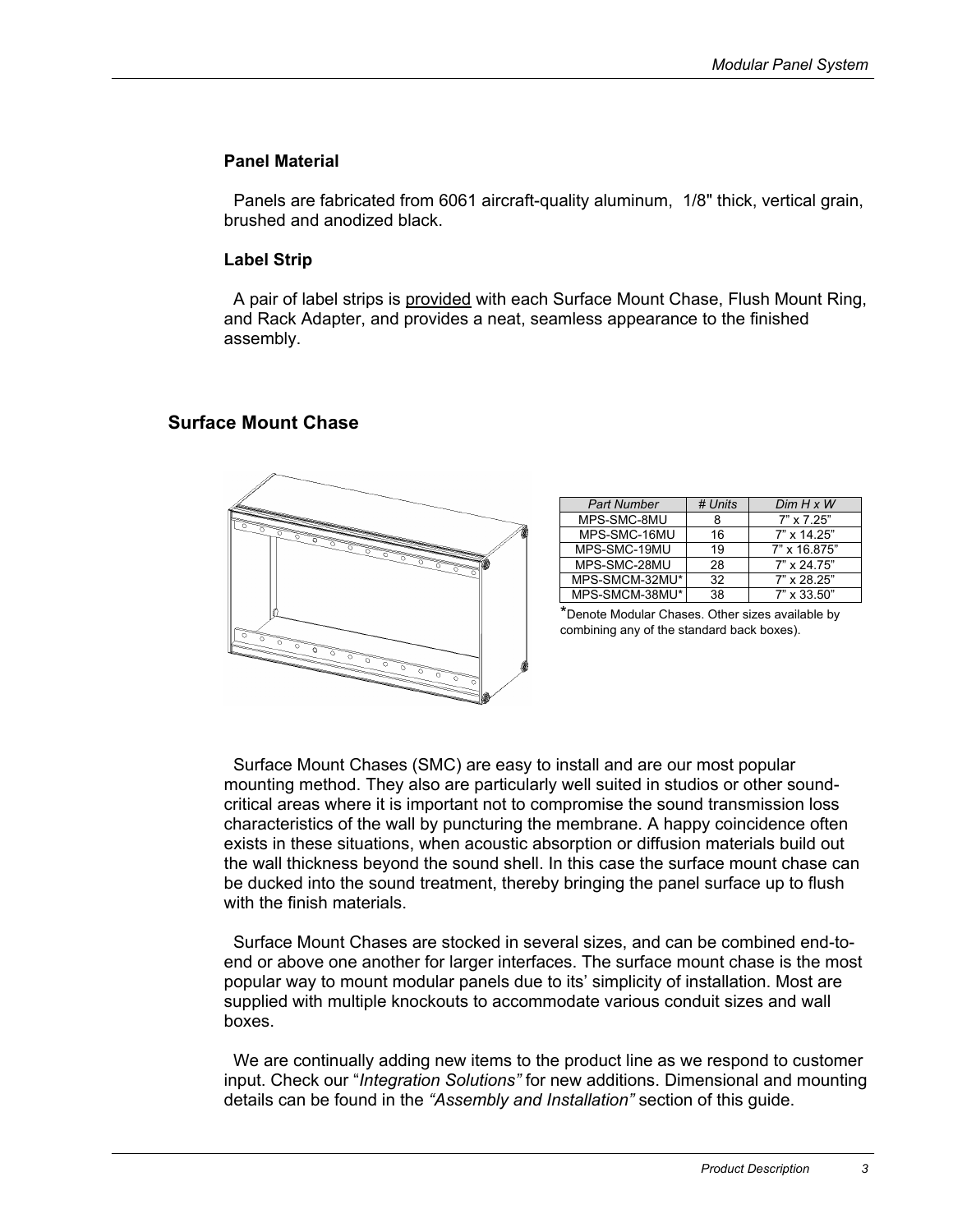### Panel Material

Panels are fabricated from 6061 aircraft-quality aluminum, 1/8" thick, vertical grain, brushed and anodized black.

### Label Strip

A pair of label strips is provided with each Surface Mount Chase, Flush Mount Ring, and Rack Adapter, and provides a neat, seamless appearance to the finished assembly.

## Surface Mount Chase

| *Part Number* | *# Units* | *Dim H x W* |
|---|---|---|
| MPS-SMC-8MU | 8 | 7" x 7.25" |
| MPS-SMC-16MU | 16 | 7" x 14.25" |
| MPS-SMC-19MU | 19 | 7" x 16.875" |
| MPS-SMC-28MU | 28 | 7" x 24.75" |
| MPS-SMCM-32MU* | 32 | 7" x 28.25" |
| MPS-SMCM-38MU* | 38 | 7" x 33.50" |

*Denote Modular Chases. Other sizes available by combining any of the standard back boxes).

Surface Mount Chases (SMC) are easy to install and are our most popular mounting method. They also are particularly well suited in studios or other sound-critical areas where it is important not to compromise the sound transmission loss characteristics of the wall by puncturing the membrane. A happy coincidence often exists in these situations, when acoustic absorption or diffusion materials build out the wall thickness beyond the sound shell. In this case the surface mount chase can be ducked into the sound treatment, thereby bringing the panel surface up to flush with the finish materials.

Surface Mount Chases are stocked in several sizes, and can be combined end-to-end or above one another for larger interfaces. The surface mount chase is the most popular way to mount modular panels due to its' simplicity of installation. Most are supplied with multiple knockouts to accommodate various conduit sizes and wall boxes.

We are continually adding new items to the product line as we respond to customer input. Check our "*Integration Solutions"* for new additions. Dimensional and mounting details can be found in the *"Assembly and Installation"* section of this guide.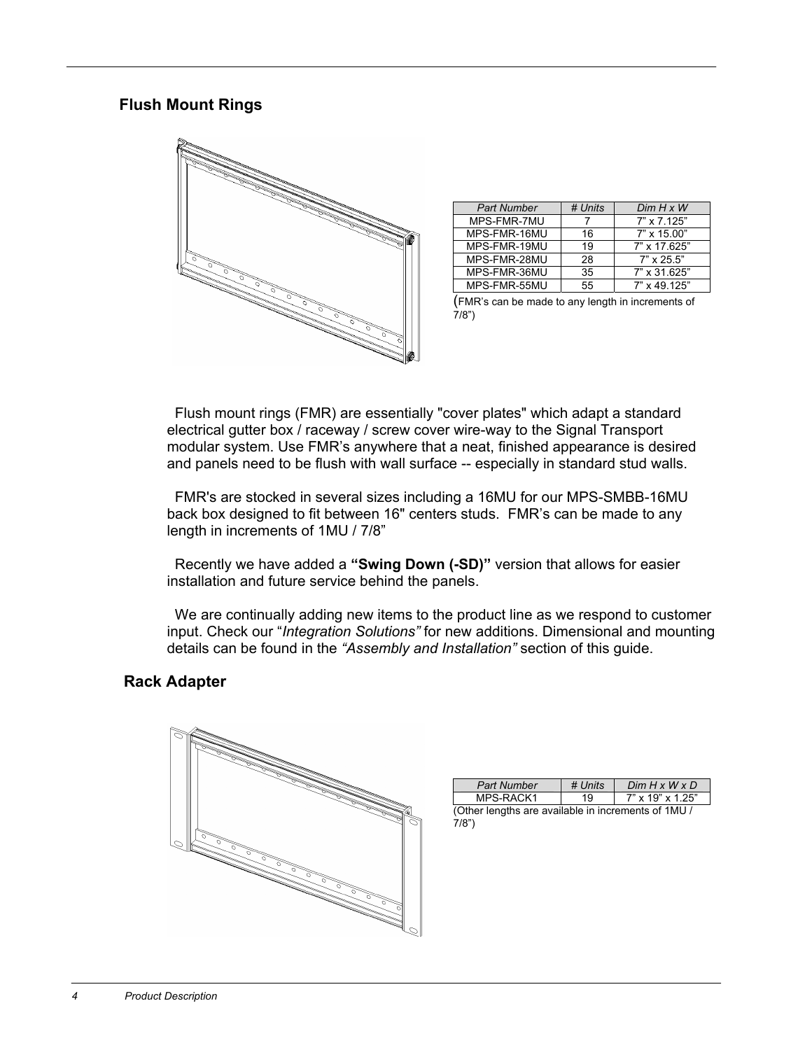## Flush Mount Rings

| Part Number | # Units | Dim H x W |
|---|---|---|
| MPS-FMR-7MU | 7 | 7” x 7.125” |
| MPS-FMR-16MU | 16 | 7” x 15.00” |
| MPS-FMR-19MU | 19 | 7” x 17.625” |
| MPS-FMR-28MU | 28 | 7” x 25.5” |
| MPS-FMR-36MU | 35 | 7” x 31.625” |
| MPS-FMR-55MU | 55 | 7” x 49.125” |

(FMR’s can be made to any length in increments of 7/8”)

Flush mount rings (FMR) are essentially "cover plates" which adapt a standard electrical gutter box / raceway / screw cover wire-way to the Signal Transport modular system. Use FMR’s anywhere that a neat, finished appearance is desired and panels need to be flush with wall surface -- especially in standard stud walls.

FMR's are stocked in several sizes including a 16MU for our MPS-SMBB-16MU back box designed to fit between 16" centers studs. FMR’s can be made to any length in increments of 1MU / 7/8”

Recently we have added a **“Swing Down (-SD)”** version that allows for easier installation and future service behind the panels.

We are continually adding new items to the product line as we respond to customer input. Check our “*Integration Solutions”* for new additions. Dimensional and mounting details can be found in the *“Assembly and Installation”* section of this guide.

## Rack Adapter

| Part Number | # Units | Dim H x W x D |
|---|---|---|
| MPS-RACK1 | 19 | 7” x 19” x 1.25” |

(Other lengths are available in increments of 1MU / 7/8”)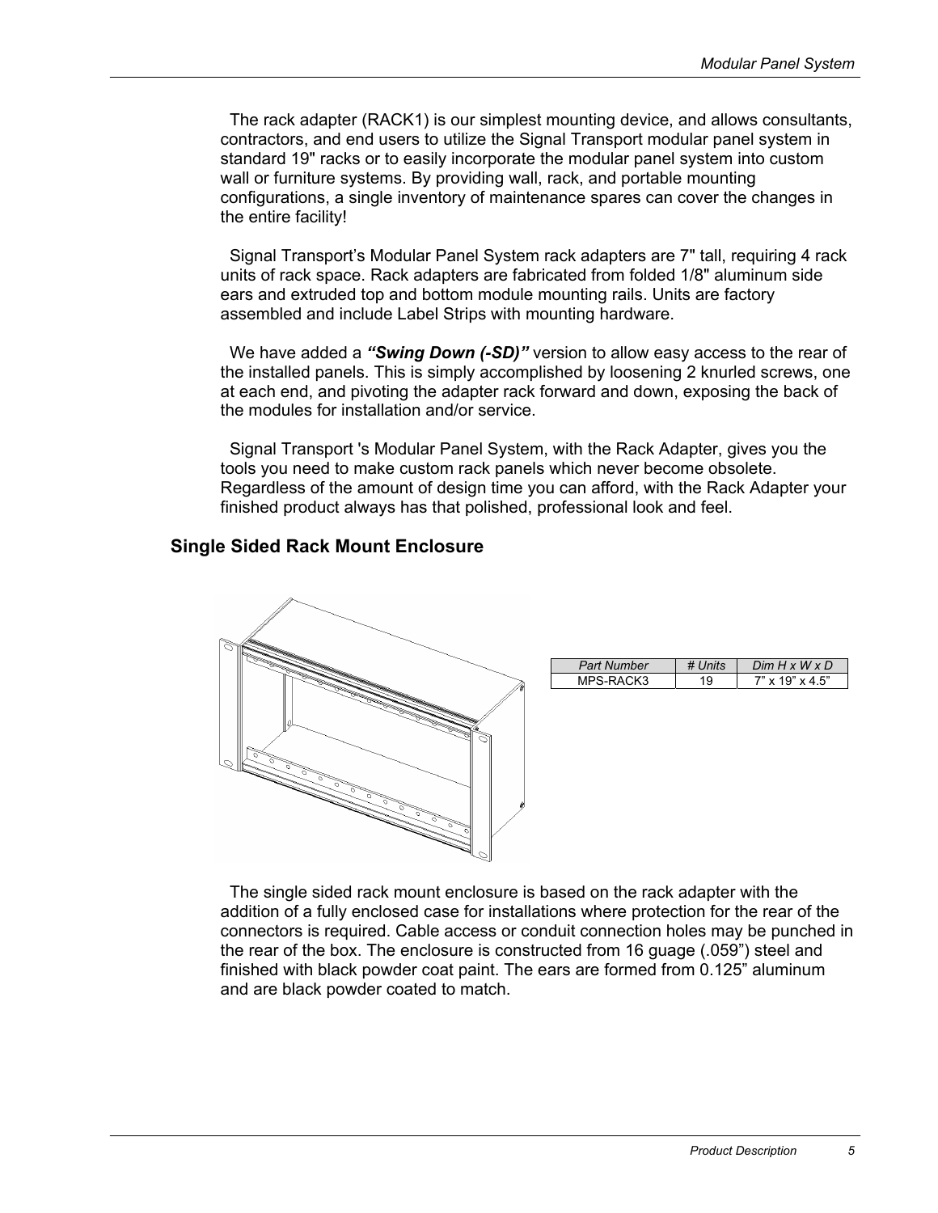The rack adapter (RACK1) is our simplest mounting device, and allows consultants, contractors, and end users to utilize the Signal Transport modular panel system in standard 19" racks or to easily incorporate the modular panel system into custom wall or furniture systems. By providing wall, rack, and portable mounting configurations, a single inventory of maintenance spares can cover the changes in the entire facility!

Signal Transport's Modular Panel System rack adapters are 7" tall, requiring 4 rack units of rack space. Rack adapters are fabricated from folded 1/8" aluminum side ears and extruded top and bottom module mounting rails. Units are factory assembled and include Label Strips with mounting hardware.

We have added a ***"Swing Down (-SD)"*** version to allow easy access to the rear of the installed panels. This is simply accomplished by loosening 2 knurled screws, one at each end, and pivoting the adapter rack forward and down, exposing the back of the modules for installation and/or service.

Signal Transport 's Modular Panel System, with the Rack Adapter, gives you the tools you need to make custom rack panels which never become obsolete. Regardless of the amount of design time you can afford, with the Rack Adapter your finished product always has that polished, professional look and feel.

## Single Sided Rack Mount Enclosure

| *Part Number* | *# Units* | *Dim H x W x D* |
|---|---|---|
| MPS-RACK3 | 19 | 7" x 19" x 4.5" |

The single sided rack mount enclosure is based on the rack adapter with the addition of a fully enclosed case for installations where protection for the rear of the connectors is required. Cable access or conduit connection holes may be punched in the rear of the box. The enclosure is constructed from 16 guage (.059") steel and finished with black powder coat paint. The ears are formed from 0.125" aluminum and are black powder coated to match.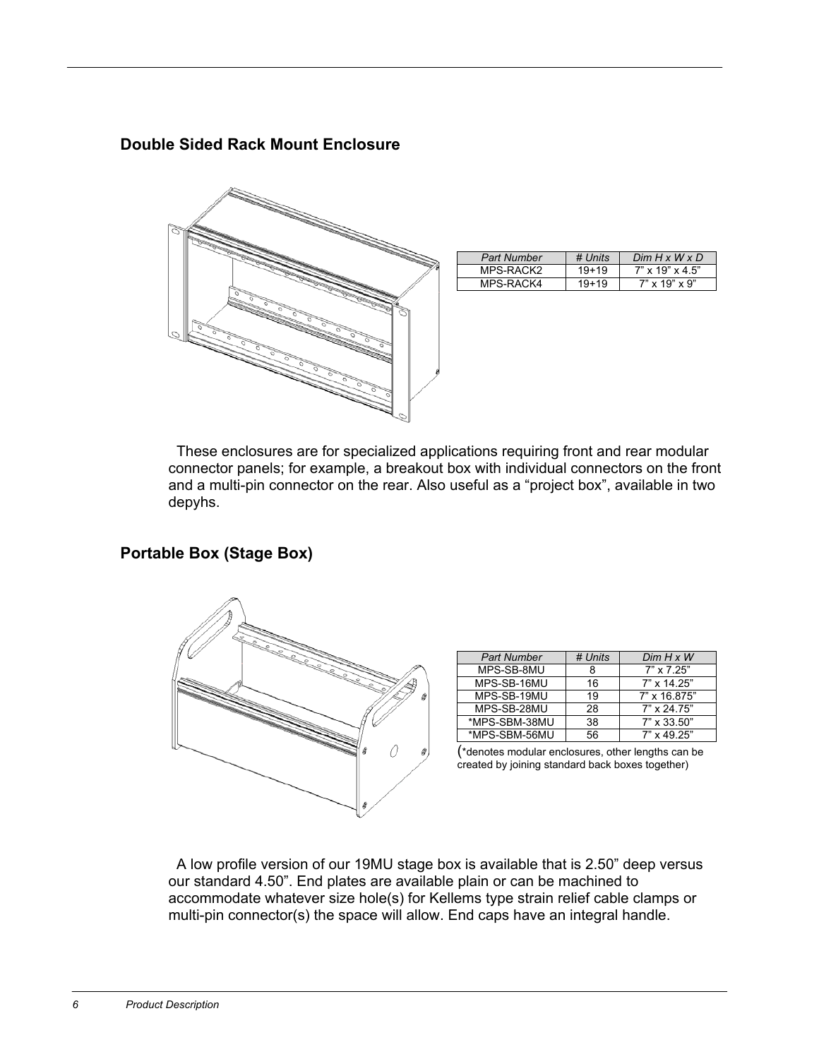## Double Sided Rack Mount Enclosure

| *Part Number* | *# Units* | *Dim H x W x D* |
|---|---|---|
| MPS-RACK2 | 19+19 | 7” x 19” x 4.5” |
| MPS-RACK4 | 19+19 | 7” x 19” x 9” |

These enclosures are for specialized applications requiring front and rear modular connector panels; for example, a breakout box with individual connectors on the front and a multi-pin connector on the rear. Also useful as a “project box”, available in two depyhs.

## Portable Box (Stage Box)

| *Part Number* | *# Units* | *Dim H x W* |
|---|---|---|
| MPS-SB-8MU | 8 | 7” x 7.25” |
| MPS-SB-16MU | 16 | 7” x 14.25” |
| MPS-SB-19MU | 19 | 7” x 16.875” |
| MPS-SB-28MU | 28 | 7” x 24.75” |
| *MPS-SBM-38MU | 38 | 7” x 33.50” |
| *MPS-SBM-56MU | 56 | 7” x 49.25” |

(*denotes modular enclosures, other lengths can be created by joining standard back boxes together)

A low profile version of our 19MU stage box is available that is 2.50” deep versus our standard 4.50”. End plates are available plain or can be machined to accommodate whatever size hole(s) for Kellems type strain relief cable clamps or multi-pin connector(s) the space will allow. End caps have an integral handle.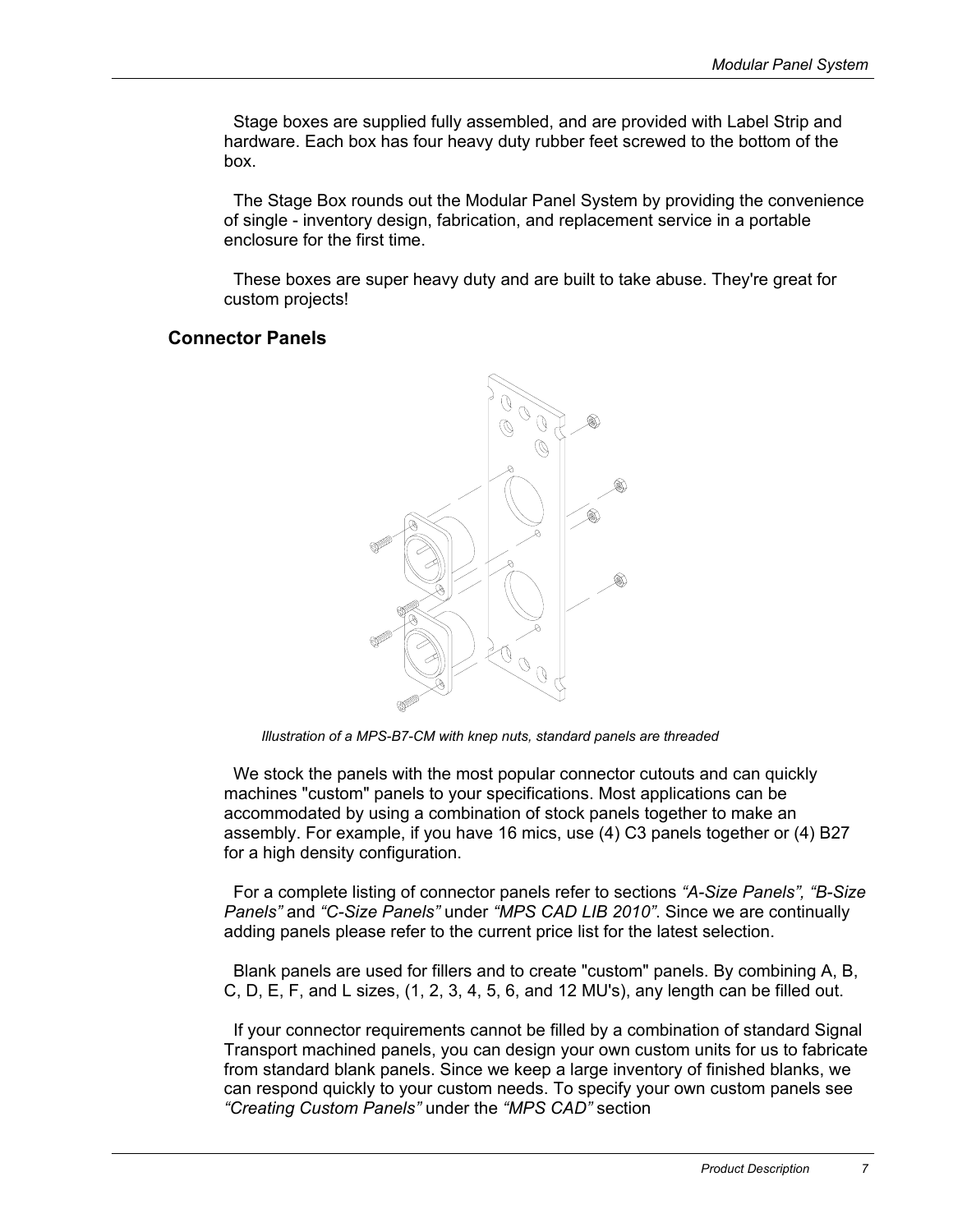Stage boxes are supplied fully assembled, and are provided with Label Strip and hardware. Each box has four heavy duty rubber feet screwed to the bottom of the box.

The Stage Box rounds out the Modular Panel System by providing the convenience of single - inventory design, fabrication, and replacement service in a portable enclosure for the first time.

These boxes are super heavy duty and are built to take abuse. They're great for custom projects!

## Connector Panels

*Illustration of a MPS-B7-CM with knep nuts, standard panels are threaded*

We stock the panels with the most popular connector cutouts and can quickly machines "custom" panels to your specifications. Most applications can be accommodated by using a combination of stock panels together to make an assembly. For example, if you have 16 mics, use (4) C3 panels together or (4) B27 for a high density configuration.

For a complete listing of connector panels refer to sections *"A-Size Panels", "B-Size Panels"* and *"C-Size Panels"* under *"MPS CAD LIB 2010"*. Since we are continually adding panels please refer to the current price list for the latest selection.

Blank panels are used for fillers and to create "custom" panels. By combining A, B, C, D, E, F, and L sizes, (1, 2, 3, 4, 5, 6, and 12 MU's), any length can be filled out.

If your connector requirements cannot be filled by a combination of standard Signal Transport machined panels, you can design your own custom units for us to fabricate from standard blank panels. Since we keep a large inventory of finished blanks, we can respond quickly to your custom needs. To specify your own custom panels see *"Creating Custom Panels"* under the *"MPS CAD"* section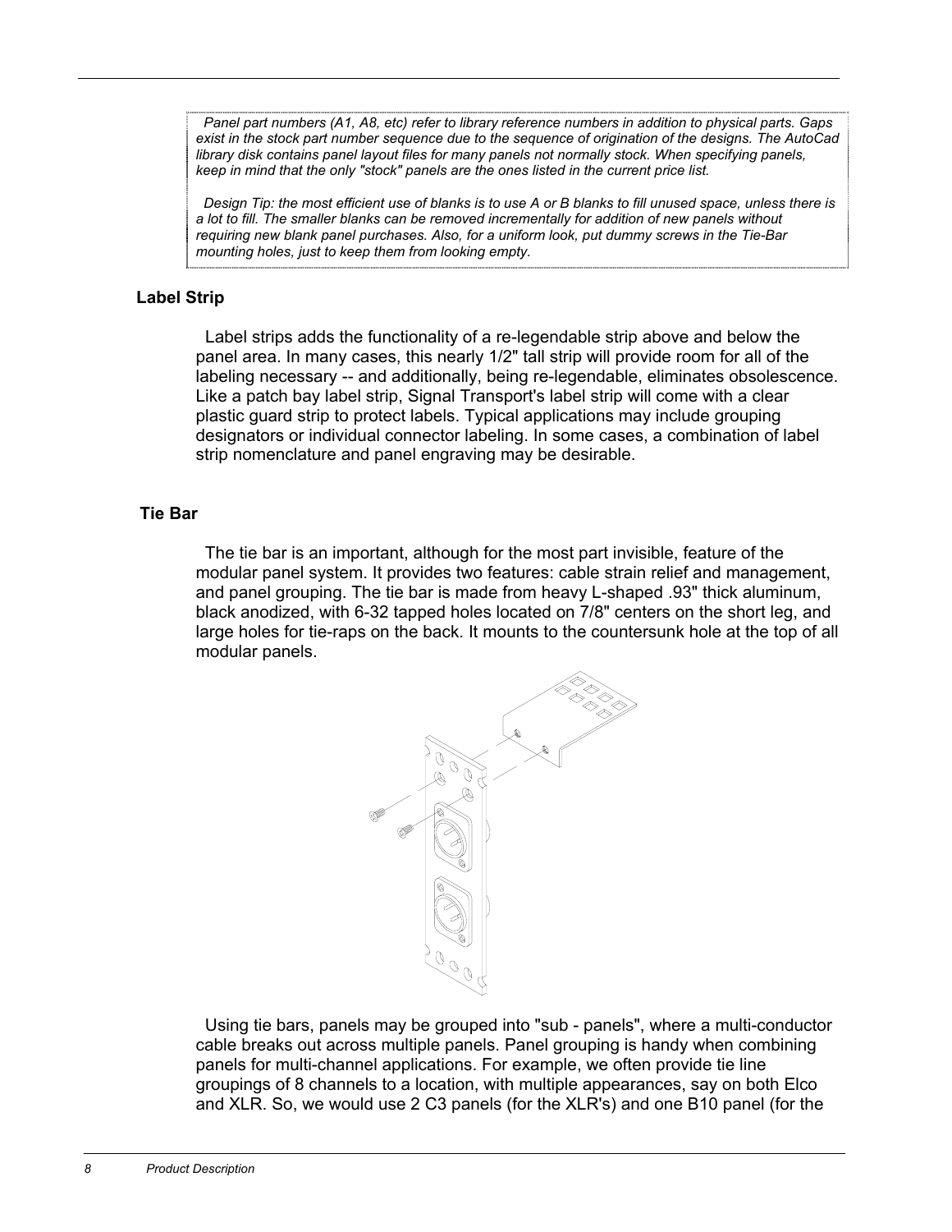*Panel part numbers (A1, A8, etc) refer to library reference numbers in addition to physical parts. Gaps exist in the stock part number sequence due to the sequence of origination of the designs. The AutoCad library disk contains panel layout files for many panels not normally stock. When specifying panels, keep in mind that the only "stock" panels are the ones listed in the current price list.*

*Design Tip: the most efficient use of blanks is to use A or B blanks to fill unused space, unless there is a lot to fill. The smaller blanks can be removed incrementally for addition of new panels without requiring new blank panel purchases. Also, for a uniform look, put dummy screws in the Tie-Bar mounting holes, just to keep them from looking empty.*

## Label Strip

Label strips adds the functionality of a re-legendable strip above and below the panel area. In many cases, this nearly 1/2" tall strip will provide room for all of the labeling necessary -- and additionally, being re-legendable, eliminates obsolescence. Like a patch bay label strip, Signal Transport's label strip will come with a clear plastic guard strip to protect labels. Typical applications may include grouping designators or individual connector labeling. In some cases, a combination of label strip nomenclature and panel engraving may be desirable.

## Tie Bar

The tie bar is an important, although for the most part invisible, feature of the modular panel system. It provides two features: cable strain relief and management, and panel grouping. The tie bar is made from heavy L-shaped .93" thick aluminum, black anodized, with 6-32 tapped holes located on 7/8" centers on the short leg, and large holes for tie-raps on the back. It mounts to the countersunk hole at the top of all modular panels.

Using tie bars, panels may be grouped into "sub - panels", where a multi-conductor cable breaks out across multiple panels. Panel grouping is handy when combining panels for multi-channel applications. For example, we often provide tie line groupings of 8 channels to a location, with multiple appearances, say on both Elco and XLR. So, we would use 2 C3 panels (for the XLR's) and one B10 panel (for the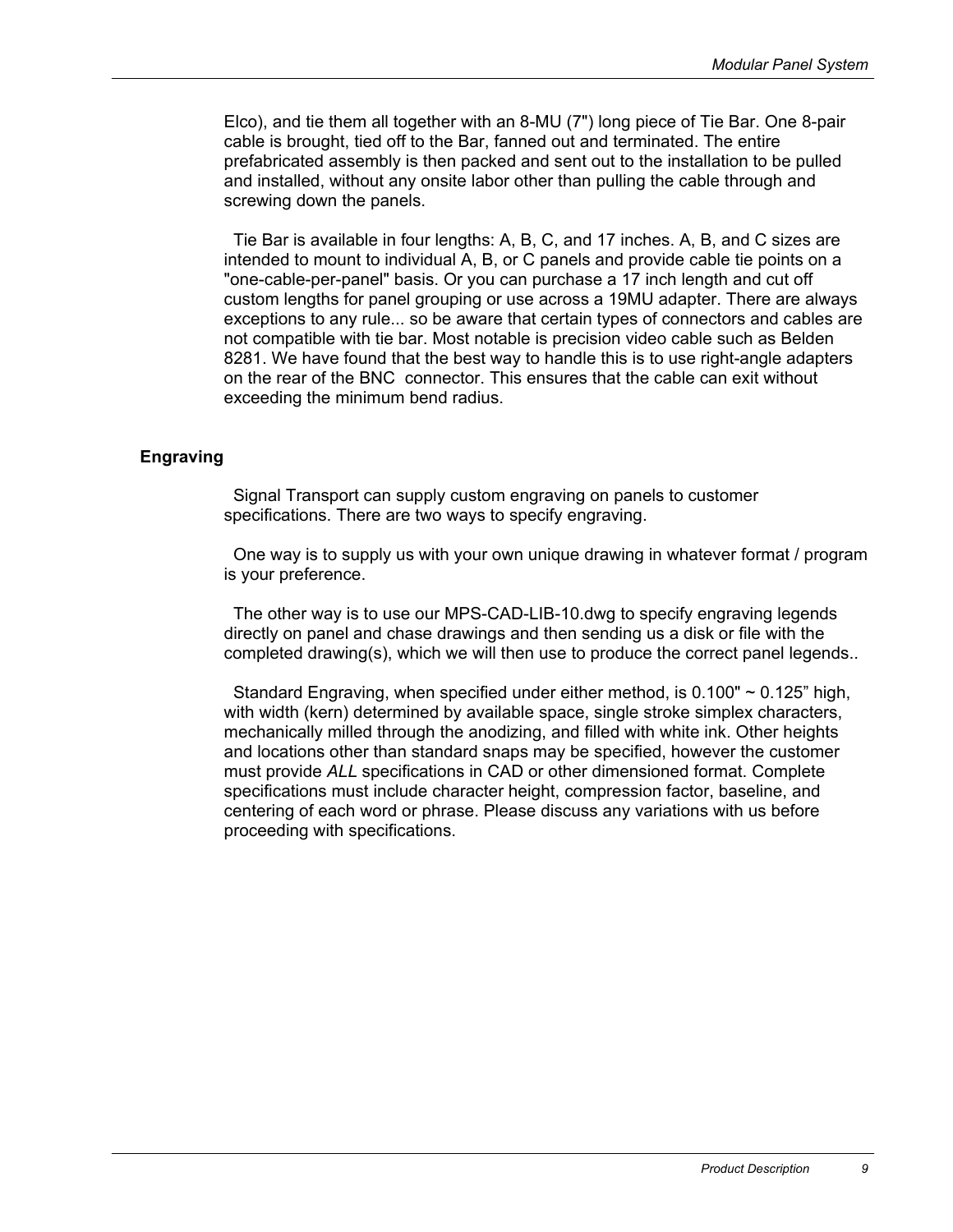Elco), and tie them all together with an 8-MU (7") long piece of Tie Bar. One 8-pair cable is brought, tied off to the Bar, fanned out and terminated. The entire prefabricated assembly is then packed and sent out to the installation to be pulled and installed, without any onsite labor other than pulling the cable through and screwing down the panels.

Tie Bar is available in four lengths: A, B, C, and 17 inches. A, B, and C sizes are intended to mount to individual A, B, or C panels and provide cable tie points on a "one-cable-per-panel" basis. Or you can purchase a 17 inch length and cut off custom lengths for panel grouping or use across a 19MU adapter. There are always exceptions to any rule... so be aware that certain types of connectors and cables are not compatible with tie bar. Most notable is precision video cable such as Belden 8281. We have found that the best way to handle this is to use right-angle adapters on the rear of the BNC connector. This ensures that the cable can exit without exceeding the minimum bend radius.

## Engraving

Signal Transport can supply custom engraving on panels to customer specifications. There are two ways to specify engraving.

One way is to supply us with your own unique drawing in whatever format / program is your preference.

The other way is to use our MPS-CAD-LIB-10.dwg to specify engraving legends directly on panel and chase drawings and then sending us a disk or file with the completed drawing(s), which we will then use to produce the correct panel legends..

Standard Engraving, when specified under either method, is 0.100" ~ 0.125" high, with width (kern) determined by available space, single stroke simplex characters, mechanically milled through the anodizing, and filled with white ink. Other heights and locations other than standard snaps may be specified, however the customer must provide *ALL* specifications in CAD or other dimensioned format. Complete specifications must include character height, compression factor, baseline, and centering of each word or phrase. Please discuss any variations with us before proceeding with specifications.